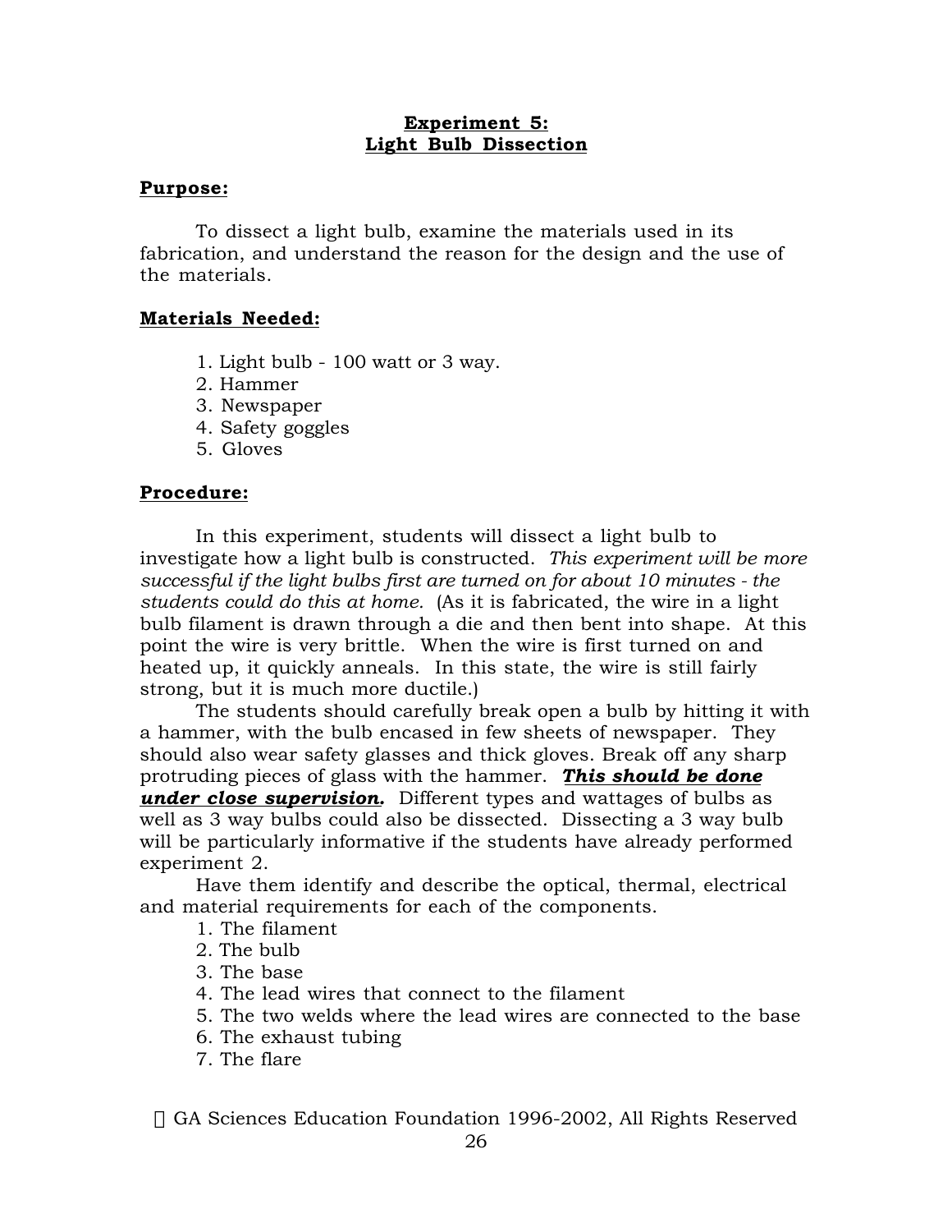# Experiment 5: Light Bulb Dissection

## Purpose:

To dissect a light bulb, examine the materials used in its fabrication, and understand the reason for the design and the use of the materials.

## Materials Needed:

1. Light bulb - 100 watt or 3 way.
2. Hammer
3. Newspaper
4. Safety goggles
5. Gloves

## Procedure:

In this experiment, students will dissect a light bulb to investigate how a light bulb is constructed. *This experiment will be more successful if the light bulbs first are turned on for about 10 minutes - the students could do this at home.* (As it is fabricated, the wire in a light bulb filament is drawn through a die and then bent into shape. At this point the wire is very brittle. When the wire is first turned on and heated up, it quickly anneals. In this state, the wire is still fairly strong, but it is much more ductile.)

The students should carefully break open a bulb by hitting it with a hammer, with the bulb encased in few sheets of newspaper. They should also wear safety glasses and thick gloves. Break off any sharp protruding pieces of glass with the hammer. ***This should be done under close supervision.*** Different types and wattages of bulbs as well as 3 way bulbs could also be dissected. Dissecting a 3 way bulb will be particularly informative if the students have already performed experiment 2.

Have them identify and describe the optical, thermal, electrical and material requirements for each of the components.

1. The filament
2. The bulb
3. The base
4. The lead wires that connect to the filament
5. The two welds where the lead wires are connected to the base
6. The exhaust tubing
7. The flare

© GA Sciences Education Foundation 1996-2002, All Rights Reserved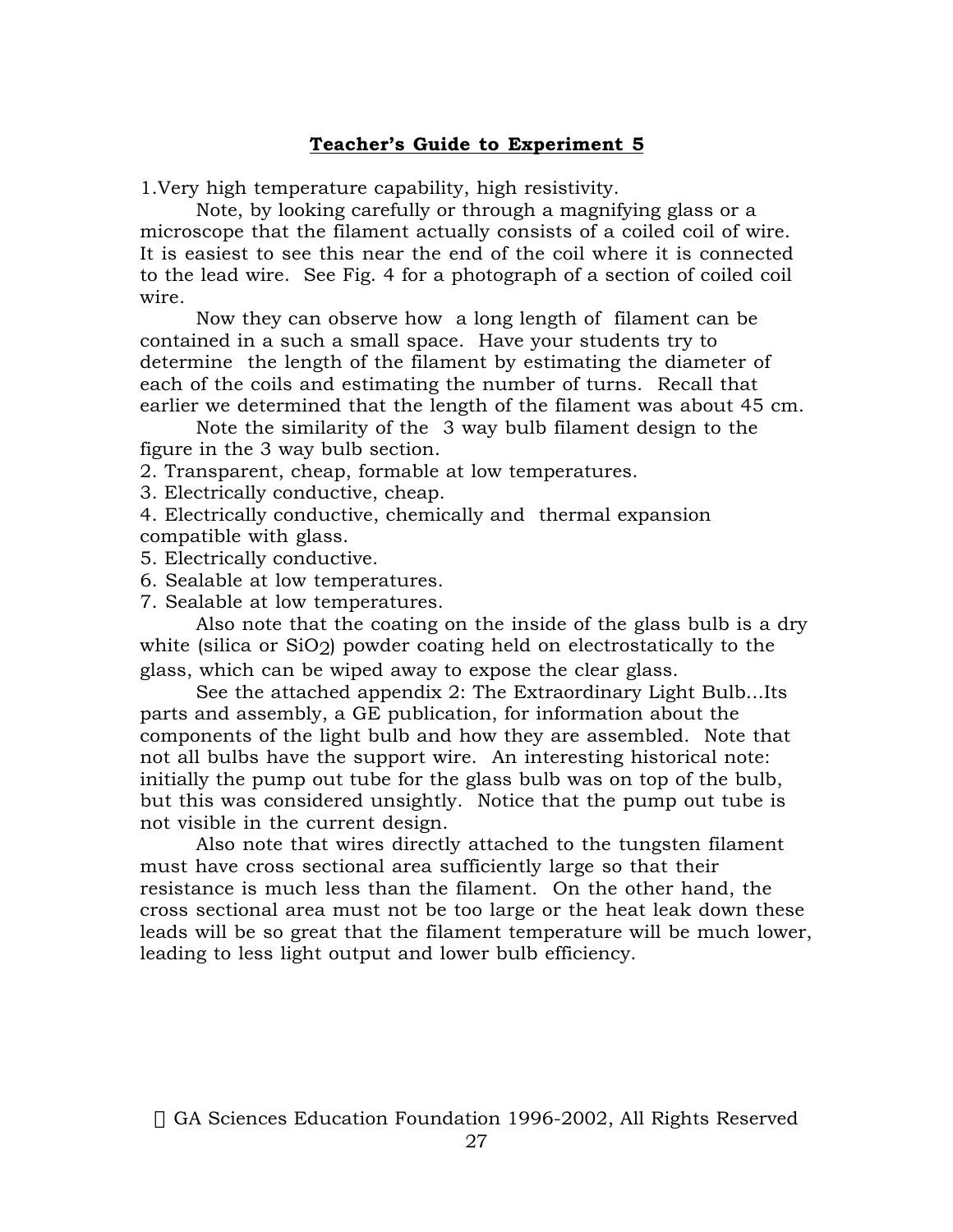## **Teacher's Guide to Experiment 5**

1.Very high temperature capability, high resistivity.

Note, by looking carefully or through a magnifying glass or a microscope that the filament actually consists of a coiled coil of wire. It is easiest to see this near the end of the coil where it is connected to the lead wire. See Fig. 4 for a photograph of a section of coiled coil wire.

Now they can observe how a long length of filament can be contained in a such a small space. Have your students try to determine the length of the filament by estimating the diameter of each of the coils and estimating the number of turns. Recall that earlier we determined that the length of the filament was about 45 cm.

Note the similarity of the 3 way bulb filament design to the figure in the 3 way bulb section.

2. Transparent, cheap, formable at low temperatures.
3. Electrically conductive, cheap.
4. Electrically conductive, chemically and thermal expansion compatible with glass.
5. Electrically conductive.
6. Sealable at low temperatures.
7. Sealable at low temperatures.

Also note that the coating on the inside of the glass bulb is a dry white (silica or $SiO_2$) powder coating held on electrostatically to the glass, which can be wiped away to expose the clear glass.

See the attached appendix 2: The Extraordinary Light Bulb...Its parts and assembly, a GE publication, for information about the components of the light bulb and how they are assembled. Note that not all bulbs have the support wire. An interesting historical note: initially the pump out tube for the glass bulb was on top of the bulb, but this was considered unsightly. Notice that the pump out tube is not visible in the current design.

Also note that wires directly attached to the tungsten filament must have cross sectional area sufficiently large so that their resistance is much less than the filament. On the other hand, the cross sectional area must not be too large or the heat leak down these leads will be so great that the filament temperature will be much lower, leading to less light output and lower bulb efficiency.

© GA Sciences Education Foundation 1996-2002, All Rights Reserved